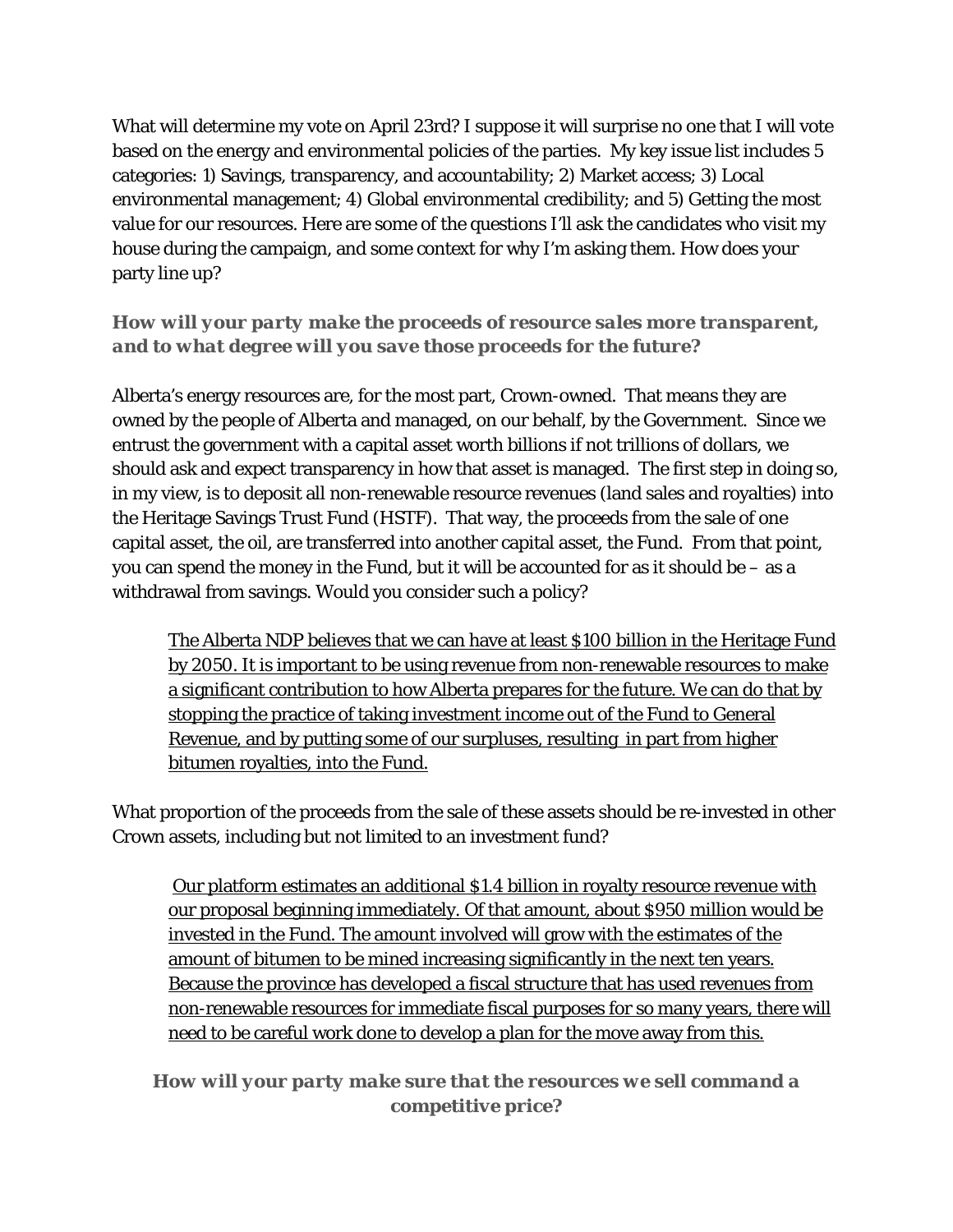What will determine my vote on April 23rd? I suppose it will surprise no one that I will vote based on the energy and environmental policies of the parties. My key issue list includes 5 categories: 1) Savings, transparency, and accountability; 2) Market access; 3) Local environmental management; 4) Global environmental credibility; and 5) Getting the most value for our resources. Here are some of the questions I'll ask the candidates who visit my house during the campaign, and some context for why I'm asking them. How does your party line up?

### *How will your party make the proceeds of resource sales more transparent, and to what degree will you save those proceeds for the future?*

Alberta's energy resources are, for the most part, Crown-owned. That means they are owned by the people of Alberta and managed, on our behalf, by the Government. Since we entrust the government with a capital asset worth billions if not trillions of dollars, we should ask and expect transparency in how that asset is managed. The first step in doing so, in my view, is to deposit all non-renewable resource revenues (land sales and royalties) into the Heritage Savings Trust Fund (HSTF). That way, the proceeds from the sale of one capital asset, the oil, are transferred into another capital asset, the Fund. From that point, you can spend the money in the Fund, but it will be accounted for as it should be – as a withdrawal from savings. Would you consider such a policy?

> <u>The Alberta NDP believes that we can have at least $100 billion in the Heritage Fund by 2050. It is important to be using revenue from non-renewable resources to make a significant contribution to how Alberta prepares for the future. We can do that by stopping the practice of taking investment income out of the Fund to General Revenue, and by putting some of our surpluses, resulting in part from higher bitumen royalties, into the Fund.</u>

What proportion of the proceeds from the sale of these assets should be re-invested in other Crown assets, including but not limited to an investment fund?

> <u>Our platform estimates an additional $1.4 billion in royalty resource revenue with our proposal beginning immediately. Of that amount, about $950 million would be invested in the Fund. The amount involved will grow with the estimates of the amount of bitumen to be mined increasing significantly in the next ten years. Because the province has developed a fiscal structure that has used revenues from non-renewable resources for immediate fiscal purposes for so many years, there will need to be careful work done to develop a plan for the move away from this.</u>

### *How will your party make sure that the resources we sell command a competitive price?*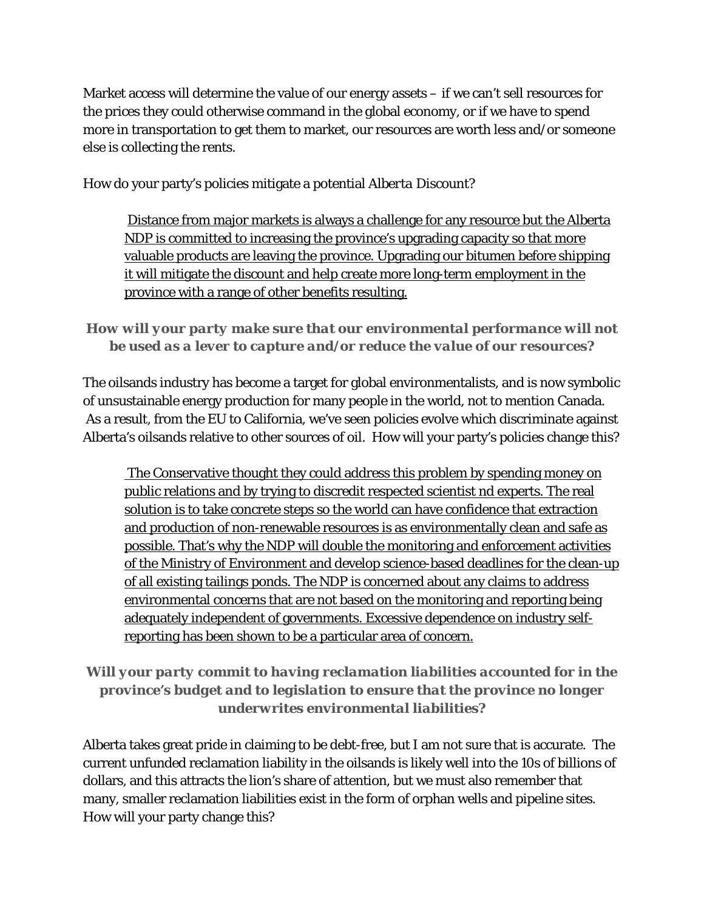Market access will determine the value of our energy assets – if we can't sell resources for the prices they could otherwise command in the global economy, or if we have to spend more in transportation to get them to market, our resources are worth less and/or someone else is collecting the rents.

How do your party's policies mitigate a potential Alberta Discount?

> <u>Distance from major markets is always a challenge for any resource but the Alberta NDP is committed to increasing the province's upgrading capacity so that more valuable products are leaving the province. Upgrading our bitumen before shipping it will mitigate the discount and help create more long-term employment in the province with a range of other benefits resulting.</u>

### *How will your party make sure that our environmental performance will not be used as a lever to capture and/or reduce the value of our resources?*

The oilsands industry has become a target for global environmentalists, and is now symbolic of unsustainable energy production for many people in the world, not to mention Canada. As a result, from the EU to California, we've seen policies evolve which discriminate against Alberta's oilsands relative to other sources of oil. How will your party's policies change this?

> <u>The Conservative thought they could address this problem by spending money on public relations and by trying to discredit respected scientist nd experts. The real solution is to take concrete steps so the world can have confidence that extraction and production of non-renewable resources is as environmentally clean and safe as possible. That's why the NDP will double the monitoring and enforcement activities of the Ministry of Environment and develop science-based deadlines for the clean-up of all existing tailings ponds. The NDP is concerned about any claims to address environmental concerns that are not based on the monitoring and reporting being adequately independent of governments. Excessive dependence on industry self-reporting has been shown to be a particular area of concern.</u>

### *Will your party commit to having reclamation liabilities accounted for in the province's budget and to legislation to ensure that the province no longer underwrites environmental liabilities?*

Alberta takes great pride in claiming to be debt-free, but I am not sure that is accurate. The current unfunded reclamation liability in the oilsands is likely well into the 10s of billions of dollars, and this attracts the lion's share of attention, but we must also remember that many, smaller reclamation liabilities exist in the form of orphan wells and pipeline sites. How will your party change this?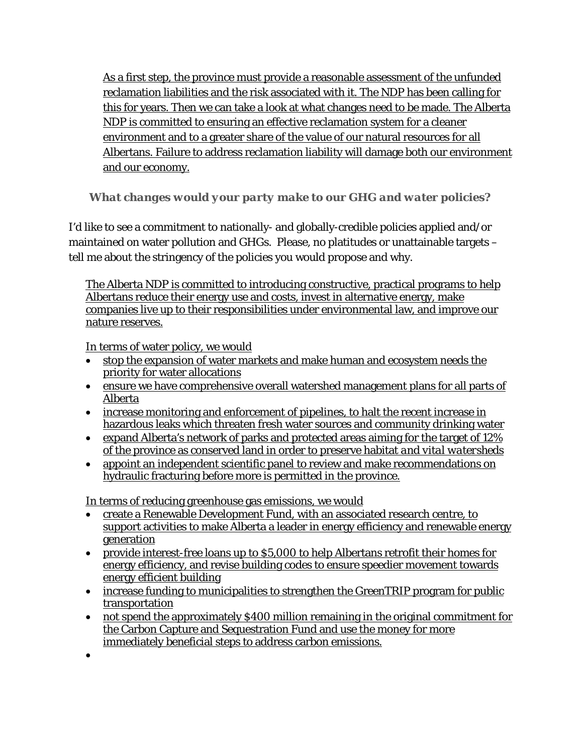As a first step, the province must provide a reasonable assessment of the unfunded reclamation liabilities and the risk associated with it. The NDP has been calling for this for years. Then we can take a look at what changes need to be made. The Alberta NDP is committed to ensuring an effective reclamation system for a cleaner environment and to a greater share of the value of our natural resources for all Albertans. Failure to address reclamation liability will damage both our environment and our economy.

### *What changes would your party make to our GHG and water policies?*

I'd like to see a commitment to nationally- and globally-credible policies applied and/or maintained on water pollution and GHGs. Please, no platitudes or unattainable targets – tell me about the stringency of the policies you would propose and why.

The Alberta NDP is committed to introducing constructive, practical programs to help Albertans reduce their energy use and costs, invest in alternative energy, make companies live up to their responsibilities under environmental law, and improve our nature reserves.

In terms of water policy, we would

- stop the expansion of water markets and make human and ecosystem needs the priority for water allocations
- ensure we have comprehensive overall watershed management plans for all parts of Alberta
- increase monitoring and enforcement of pipelines, to halt the recent increase in hazardous leaks which threaten fresh water sources and community drinking water
- expand Alberta's network of parks and protected areas aiming for the target of 12% of the province as conserved land in order to preserve habitat *and vital watersheds*
- appoint an independent scientific panel to review and make recommendations on hydraulic fracturing before more is permitted in the province.

In terms of reducing greenhouse gas emissions, we would

- create a Renewable Development Fund, with an associated research centre, to support activities to make Alberta a leader in energy efficiency and renewable energy generation
- provide interest-free loans up to $5,000 to help Albertans retrofit their homes for energy efficiency, and revise building codes to ensure speedier movement towards energy efficient building
- increase funding to municipalities to strengthen the GreenTRIP program for public transportation
- not spend the approximately $400 million remaining in the original commitment for the Carbon Capture and Sequestration Fund and use the money for more immediately beneficial steps to address carbon emissions.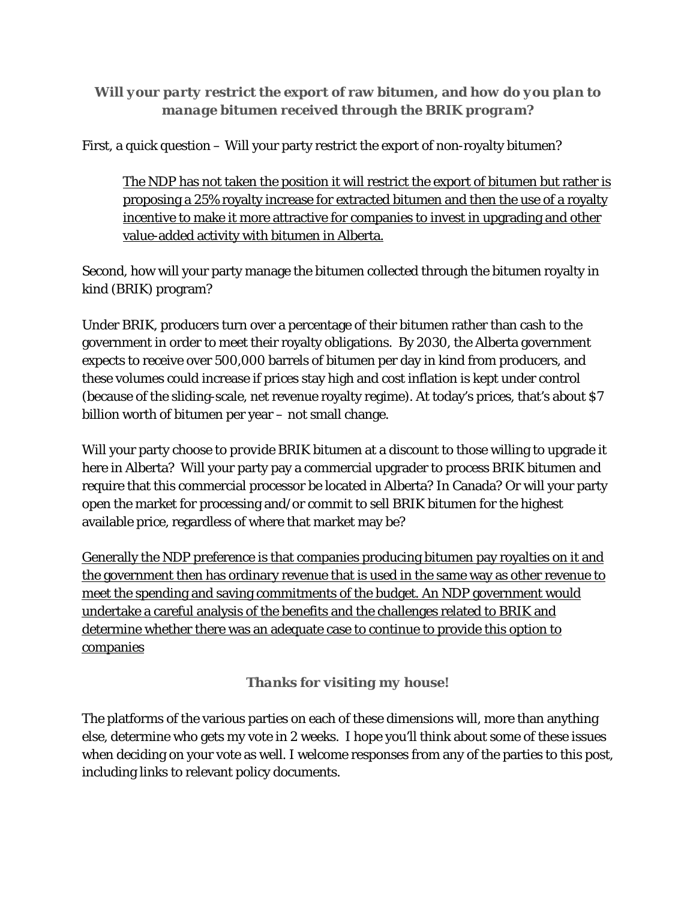### ***Will your party restrict the export of raw bitumen, and how do you plan to manage bitumen received through the BRIK program?***

First, a quick question – Will your party restrict the export of non-royalty bitumen?

> <u>The NDP has not taken the position it will restrict the export of bitumen but rather is proposing a 25% royalty increase for extracted bitumen and then the use of a royalty incentive to make it more attractive for companies to invest in upgrading and other value-added activity with bitumen in Alberta.</u>

Second, how will your party manage the bitumen collected through the bitumen royalty in kind (BRIK) program?

Under BRIK, producers turn over a percentage of their bitumen rather than cash to the government in order to meet their royalty obligations. By 2030, the Alberta government expects to receive over 500,000 barrels of bitumen per day in kind from producers, and these volumes could increase if prices stay high and cost inflation is kept under control (because of the sliding-scale, net revenue royalty regime). At today's prices, that's about $7 billion worth of bitumen per year – not small change.

Will your party choose to provide BRIK bitumen at a discount to those willing to upgrade it here in Alberta? Will your party pay a commercial upgrader to process BRIK bitumen and require that this commercial processor be located in Alberta? In Canada? Or will your party open the market for processing and/or commit to sell BRIK bitumen for the highest available price, regardless of where that market may be?

<u>Generally the NDP preference is that companies producing bitumen pay royalties on it and the government then has ordinary revenue that is used in the same way as other revenue to meet the spending and saving commitments of the budget. An NDP government would undertake a careful analysis of the benefits and the challenges related to BRIK and determine whether there was an adequate case to continue to provide this option to companies</u>

### ***Thanks for visiting my house!***

The platforms of the various parties on each of these dimensions will, more than anything else, determine who gets my vote in 2 weeks. I hope you'll think about some of these issues when deciding on your vote as well. I welcome responses from any of the parties to this post, including links to relevant policy documents.